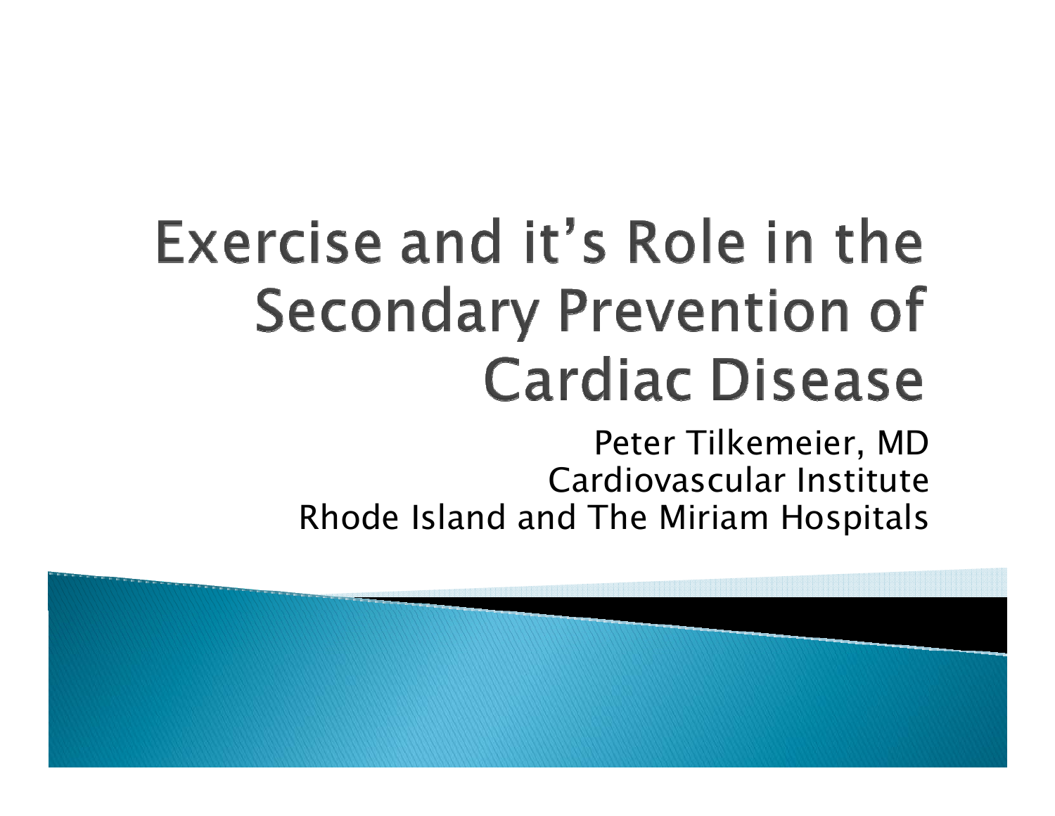# Exercise and it's Role in the Secondary Prevention of Cardiac Disease

Peter Tilkemeier, MD
Cardiovascular Institute
Rhode Island and The Miriam Hospitals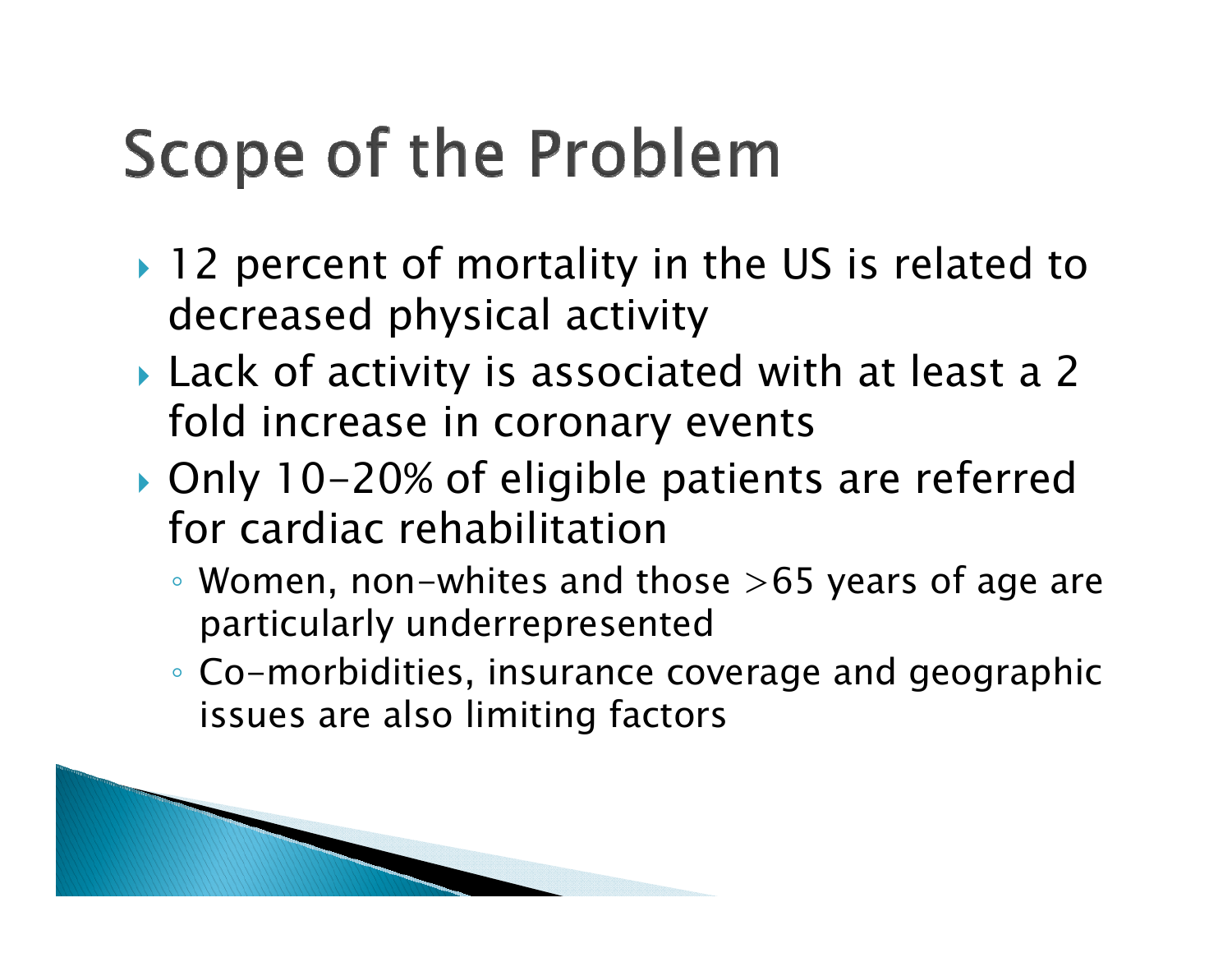# Scope of the Problem

- 12 percent of mortality in the US is related to decreased physical activity
- Lack of activity is associated with at least a 2 fold increase in coronary events
- Only 10-20% of eligible patients are referred for cardiac rehabilitation
  - Women, non-whites and those >65 years of age are particularly underrepresented
  - Co-morbidities, insurance coverage and geographic issues are also limiting factors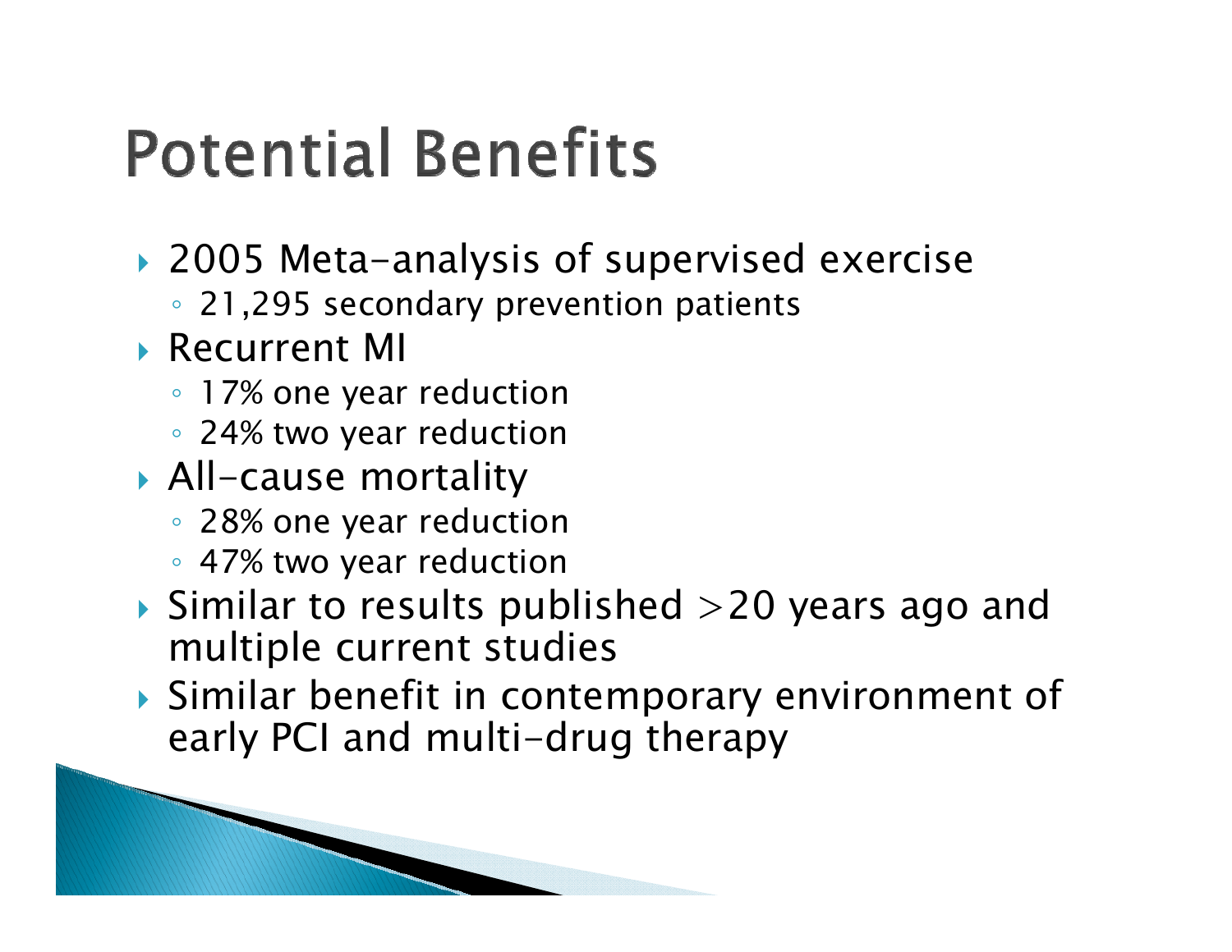# Potential Benefits

- 2005 Meta-analysis of supervised exercise
  - 21,295 secondary prevention patients
- Recurrent MI
  - 17% one year reduction
  - 24% two year reduction
- All-cause mortality
  - 28% one year reduction
  - 47% two year reduction
- Similar to results published >20 years ago and multiple current studies
- Similar benefit in contemporary environment of early PCI and multi-drug therapy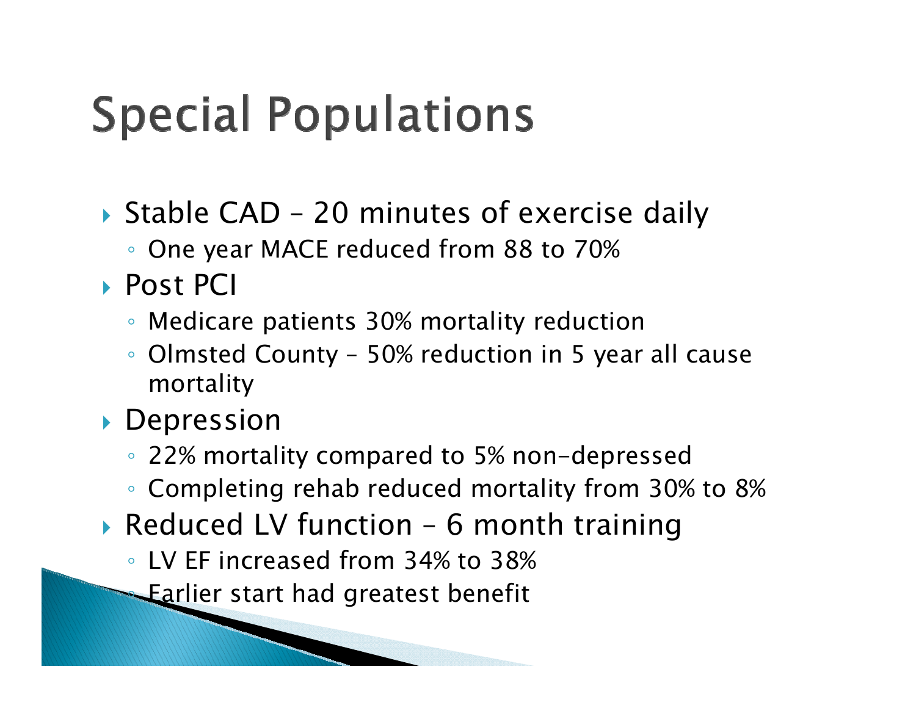# Special Populations

- Stable CAD – 20 minutes of exercise daily
  - One year MACE reduced from 88 to 70%
- Post PCI
  - Medicare patients 30% mortality reduction
  - Olmsted County – 50% reduction in 5 year all cause mortality
- Depression
  - 22% mortality compared to 5% non-depressed
  - Completing rehab reduced mortality from 30% to 8%
- Reduced LV function – 6 month training
  - LV EF increased from 34% to 38%
  - Earlier start had greatest benefit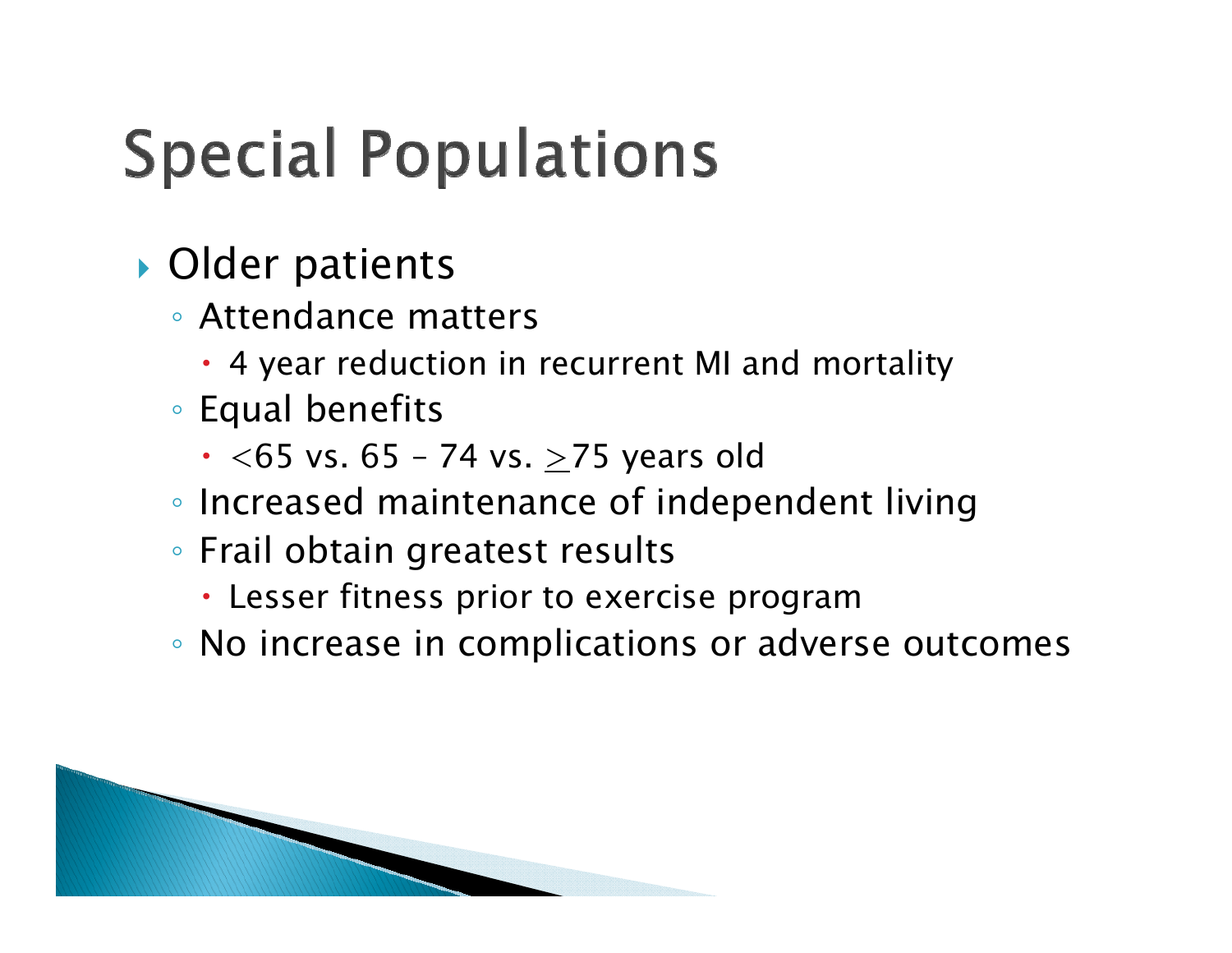# Special Populations

- Older patients
  - Attendance matters
    - 4 year reduction in recurrent MI and mortality
  - Equal benefits
    - <65 vs. 65 – 74 vs. ≥75 years old
  - Increased maintenance of independent living
  - Frail obtain greatest results
    - Lesser fitness prior to exercise program
  - No increase in complications or adverse outcomes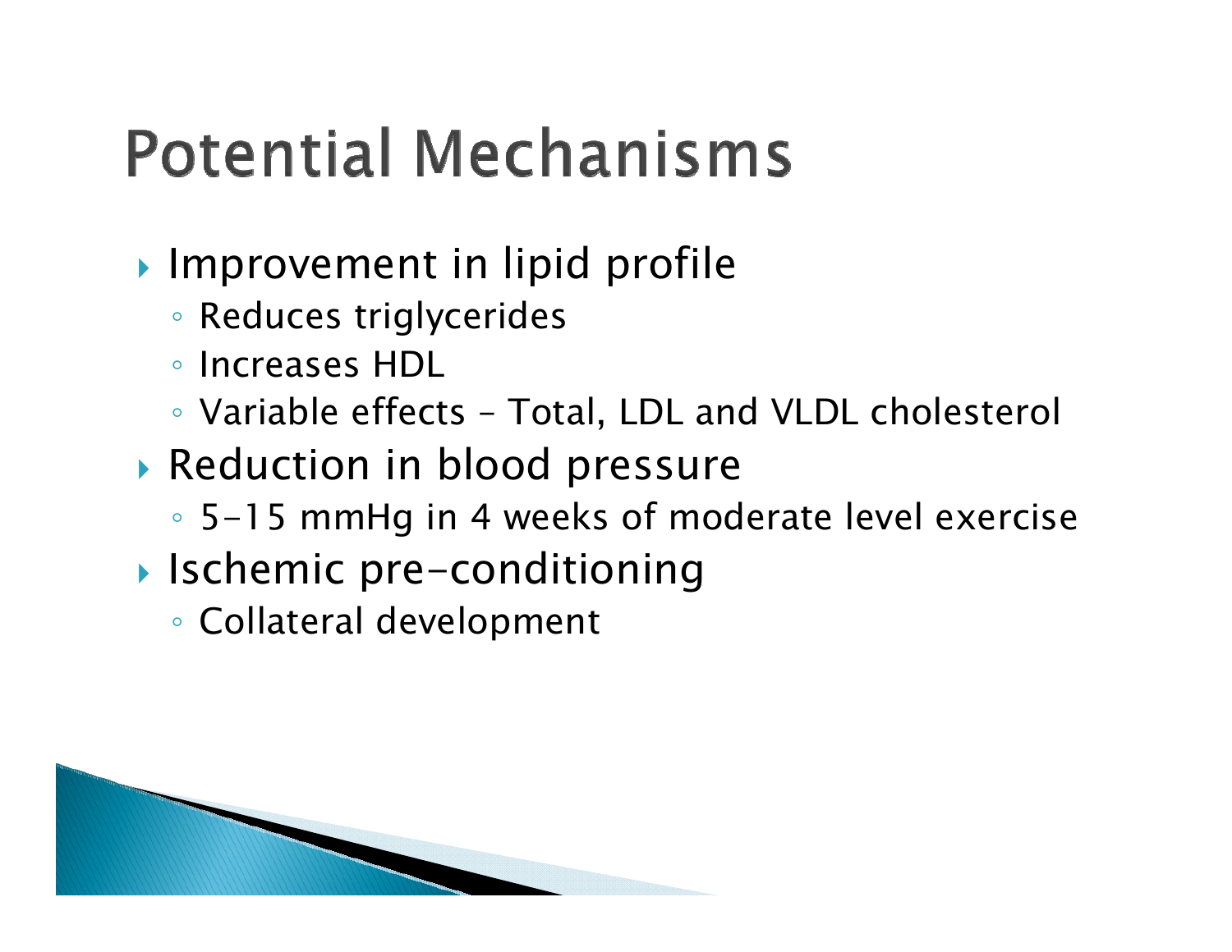# Potential Mechanisms

- Improvement in lipid profile
  - Reduces triglycerides
  - Increases HDL
  - Variable effects – Total, LDL and VLDL cholesterol
- Reduction in blood pressure
  - 5-15 mmHg in 4 weeks of moderate level exercise
- Ischemic pre-conditioning
  - Collateral development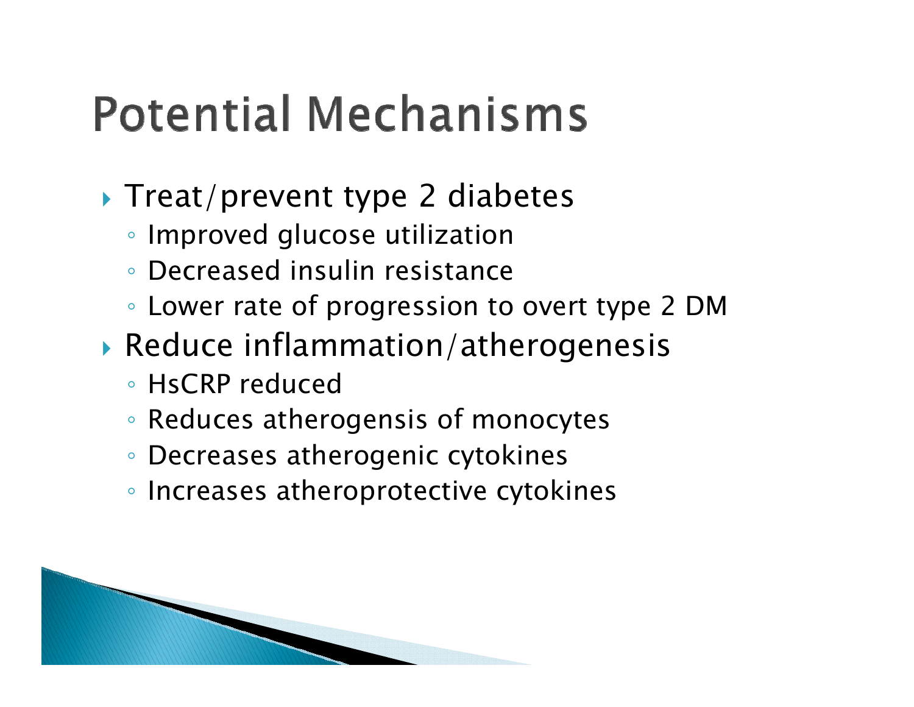# Potential Mechanisms

- Treat/prevent type 2 diabetes
  - Improved glucose utilization
  - Decreased insulin resistance
  - Lower rate of progression to overt type 2 DM
- Reduce inflammation/atherogenesis
  - HsCRP reduced
  - Reduces atherogensis of monocytes
  - Decreases atherogenic cytokines
  - Increases atheroprotective cytokines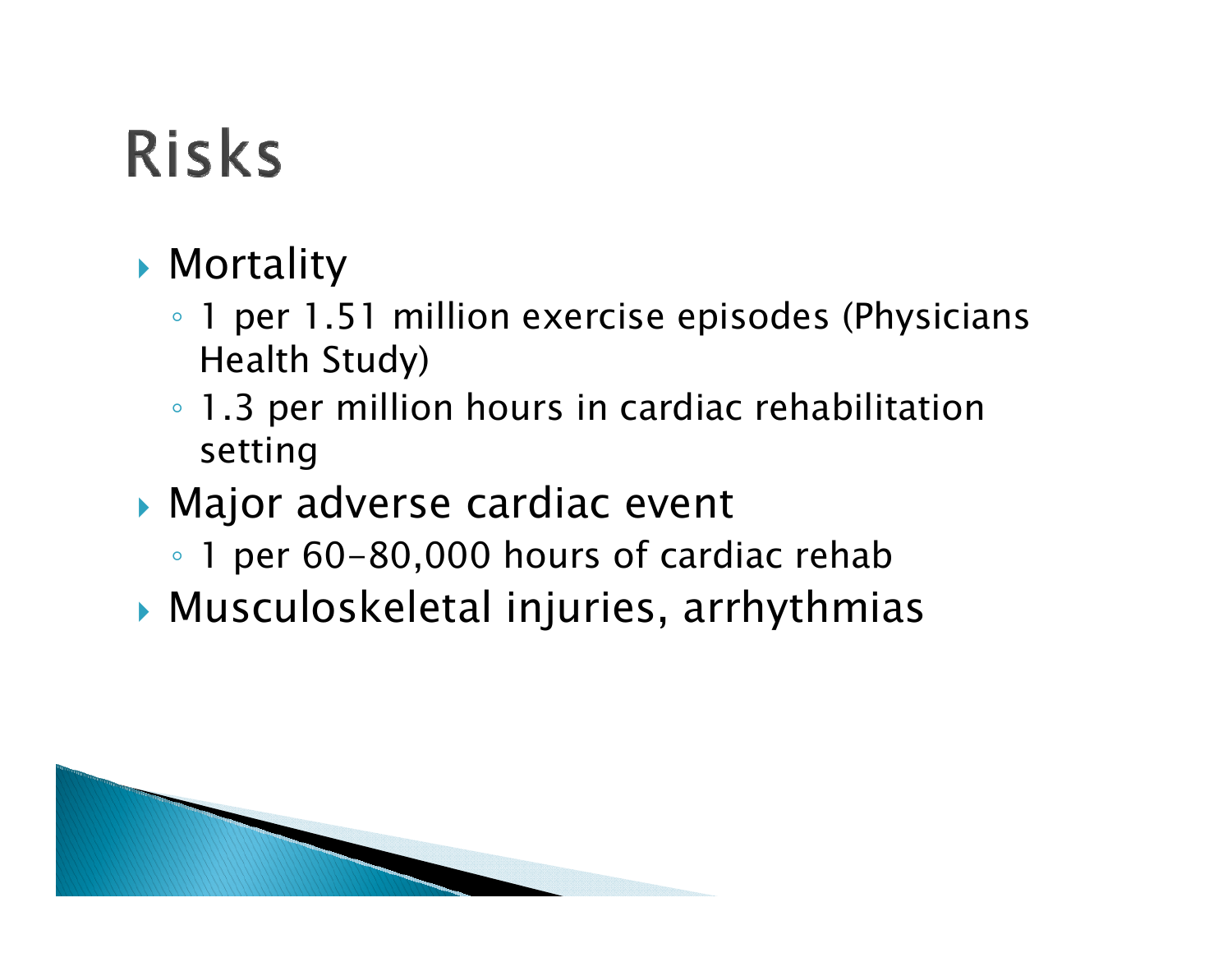# Risks

- Mortality
  - 1 per 1.51 million exercise episodes (Physicians Health Study)
  - 1.3 per million hours in cardiac rehabilitation setting
- Major adverse cardiac event
  - 1 per 60-80,000 hours of cardiac rehab
- Musculoskeletal injuries, arrhythmias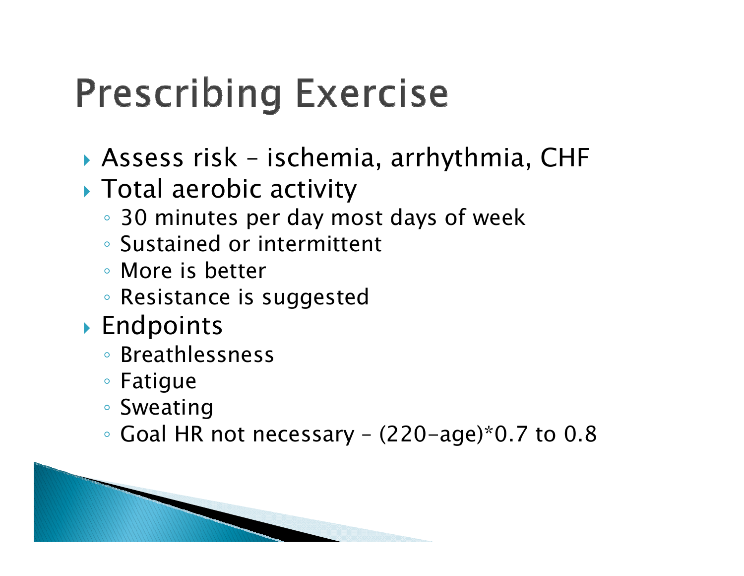# Prescribing Exercise

- Assess risk – ischemia, arrhythmia, CHF
- Total aerobic activity
  - 30 minutes per day most days of week
  - Sustained or intermittent
  - More is better
  - Resistance is suggested
- Endpoints
  - Breathlessness
  - Fatigue
  - Sweating
  - Goal HR not necessary – (220-age)*0.7 to 0.8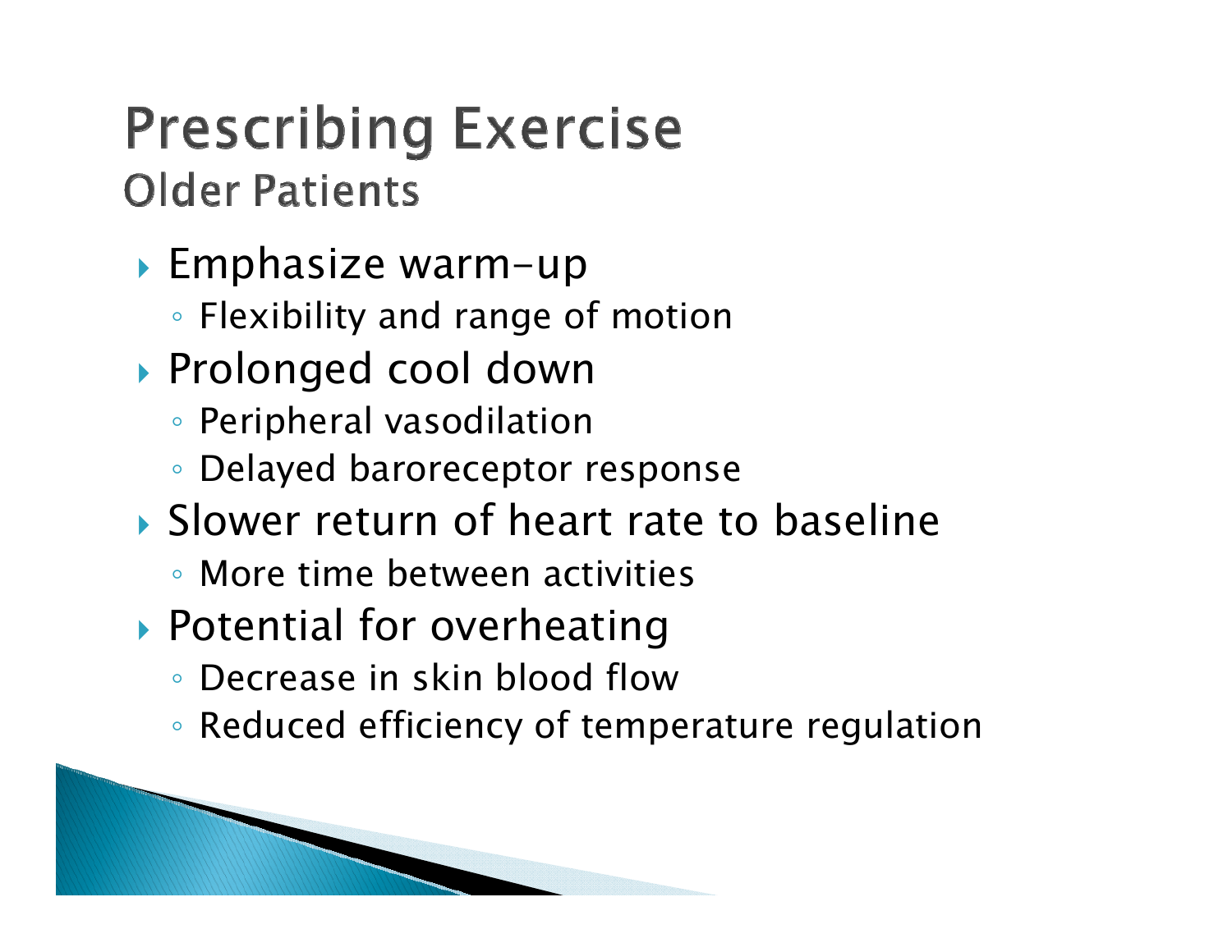# Prescribing Exercise

## Older Patients

- Emphasize warm-up
  - Flexibility and range of motion
- Prolonged cool down
  - Peripheral vasodilation
  - Delayed baroreceptor response
- Slower return of heart rate to baseline
  - More time between activities
- Potential for overheating
  - Decrease in skin blood flow
  - Reduced efficiency of temperature regulation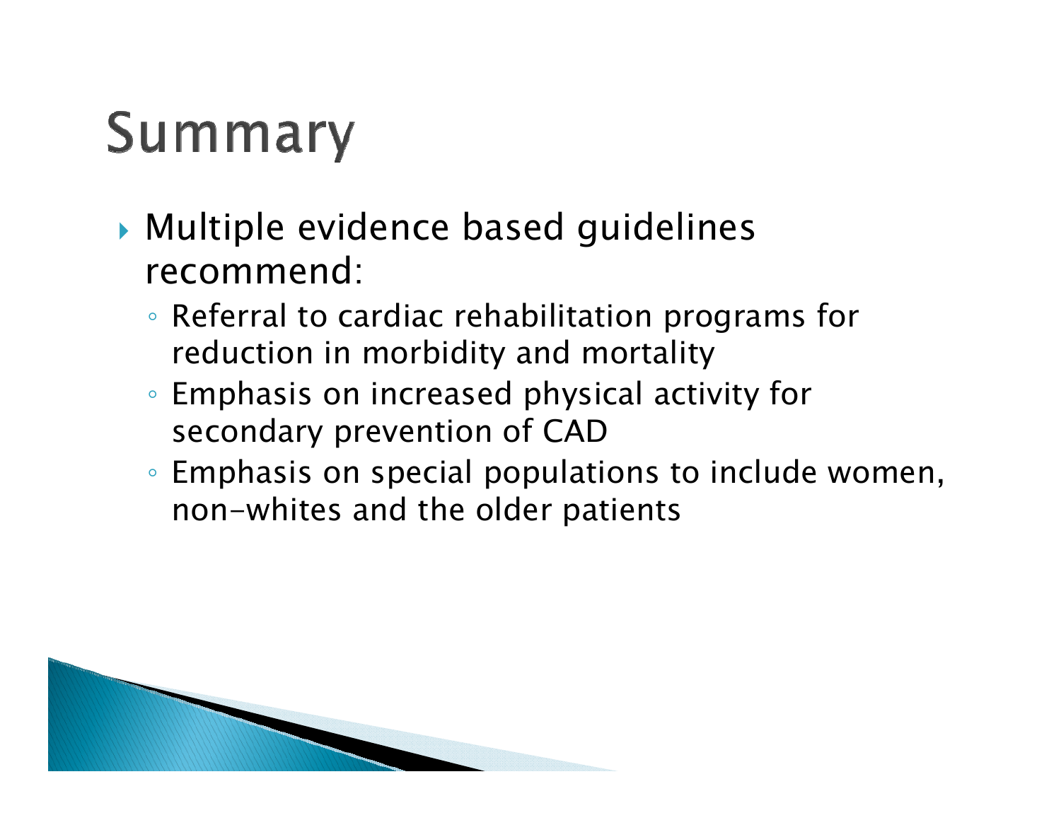# Summary

- Multiple evidence based guidelines recommend:
  - Referral to cardiac rehabilitation programs for reduction in morbidity and mortality
  - Emphasis on increased physical activity for secondary prevention of CAD
  - Emphasis on special populations to include women, non-whites and the older patients